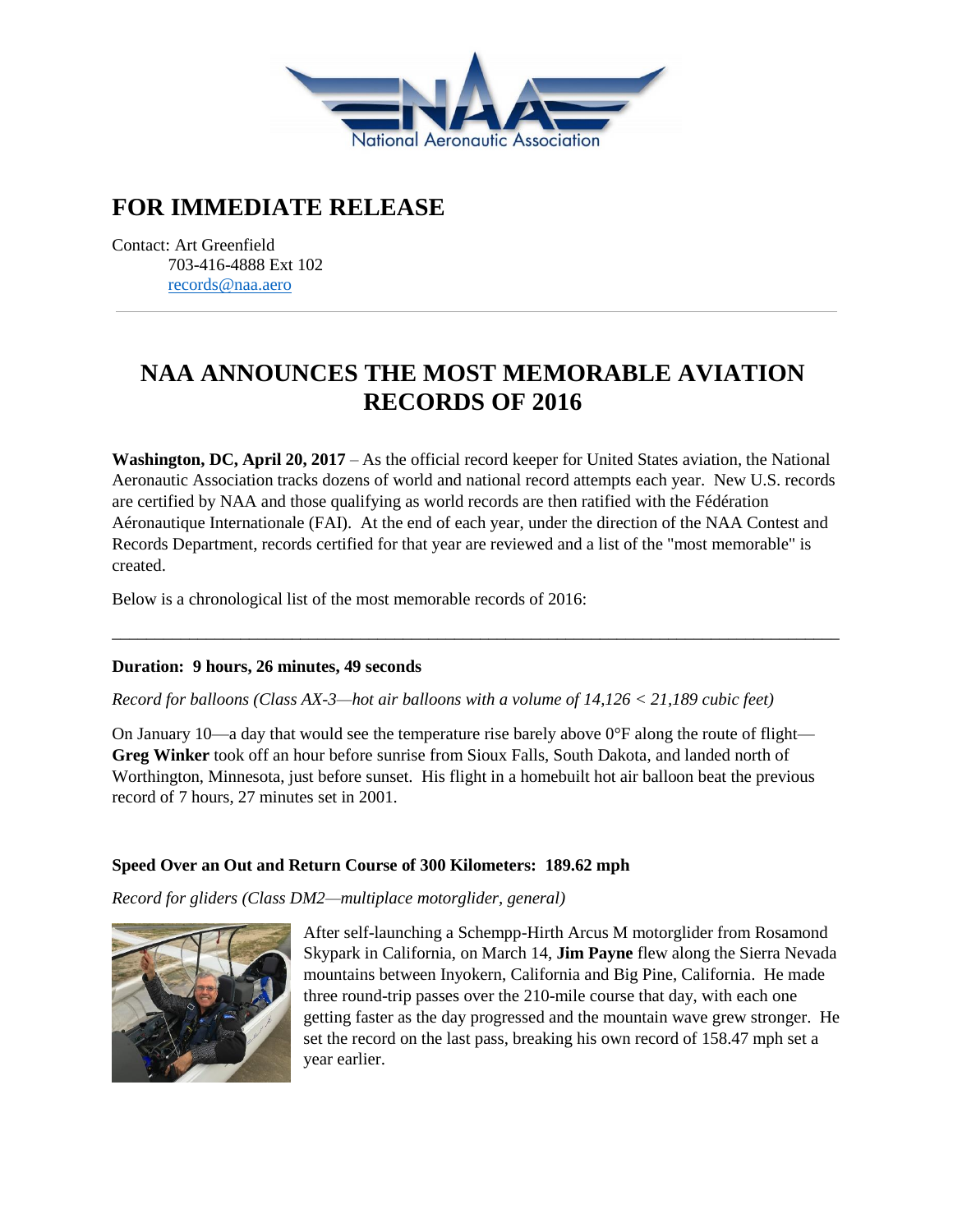# FOR IMMEDIATE RELEASE

Contact: Art Greenfield
703-416-4888 Ext 102
records@naa.aero

---

## NAA ANNOUNCES THE MOST MEMORABLE AVIATION RECORDS OF 2016

**Washington, DC, April 20, 2017** – As the official record keeper for United States aviation, the National Aeronautic Association tracks dozens of world and national record attempts each year. New U.S. records are certified by NAA and those qualifying as world records are then ratified with the Fédération Aéronautique Internationale (FAI). At the end of each year, under the direction of the NAA Contest and Records Department, records certified for that year are reviewed and a list of the "most memorable" is created.

Below is a chronological list of the most memorable records of 2016:

---

**Duration: 9 hours, 26 minutes, 49 seconds**

*Record for balloons (Class AX-3—hot air balloons with a volume of 14,126 < 21,189 cubic feet)*

On January 10—a day that would see the temperature rise barely above 0°F along the route of flight—**Greg Winker** took off an hour before sunrise from Sioux Falls, South Dakota, and landed north of Worthington, Minnesota, just before sunset. His flight in a homebuilt hot air balloon beat the previous record of 7 hours, 27 minutes set in 2001.

**Speed Over an Out and Return Course of 300 Kilometers: 189.62 mph**

*Record for gliders (Class DM2—multiplace motorglider, general)*

After self-launching a Schempp-Hirth Arcus M motorglider from Rosamond Skypark in California, on March 14, **Jim Payne** flew along the Sierra Nevada mountains between Inyokern, California and Big Pine, California. He made three round-trip passes over the 210-mile course that day, with each one getting faster as the day progressed and the mountain wave grew stronger. He set the record on the last pass, breaking his own record of 158.47 mph set a year earlier.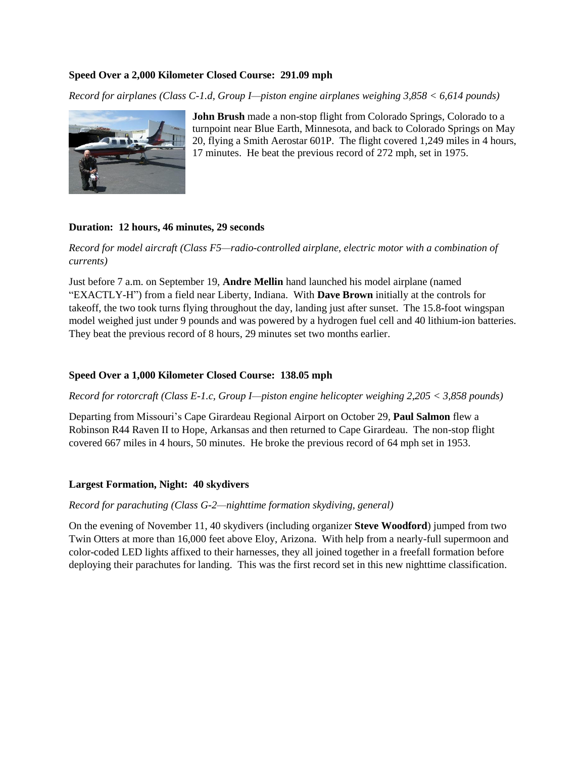**Speed Over a 2,000 Kilometer Closed Course: 291.09 mph**

*Record for airplanes (Class C-1.d, Group I—piston engine airplanes weighing 3,858 < 6,614 pounds)*

**John Brush** made a non-stop flight from Colorado Springs, Colorado to a turnpoint near Blue Earth, Minnesota, and back to Colorado Springs on May 20, flying a Smith Aerostar 601P. The flight covered 1,249 miles in 4 hours, 17 minutes. He beat the previous record of 272 mph, set in 1975.

**Duration: 12 hours, 46 minutes, 29 seconds**

*Record for model aircraft (Class F5—radio-controlled airplane, electric motor with a combination of currents)*

Just before 7 a.m. on September 19, **Andre Mellin** hand launched his model airplane (named "EXACTLY-H") from a field near Liberty, Indiana. With **Dave Brown** initially at the controls for takeoff, the two took turns flying throughout the day, landing just after sunset. The 15.8-foot wingspan model weighed just under 9 pounds and was powered by a hydrogen fuel cell and 40 lithium-ion batteries. They beat the previous record of 8 hours, 29 minutes set two months earlier.

**Speed Over a 1,000 Kilometer Closed Course: 138.05 mph**

*Record for rotorcraft (Class E-1.c, Group I—piston engine helicopter weighing 2,205 < 3,858 pounds)*

Departing from Missouri's Cape Girardeau Regional Airport on October 29, **Paul Salmon** flew a Robinson R44 Raven II to Hope, Arkansas and then returned to Cape Girardeau. The non-stop flight covered 667 miles in 4 hours, 50 minutes. He broke the previous record of 64 mph set in 1953.

**Largest Formation, Night: 40 skydivers**

*Record for parachuting (Class G-2—nighttime formation skydiving, general)*

On the evening of November 11, 40 skydivers (including organizer **Steve Woodford**) jumped from two Twin Otters at more than 16,000 feet above Eloy, Arizona. With help from a nearly-full supermoon and color-coded LED lights affixed to their harnesses, they all joined together in a freefall formation before deploying their parachutes for landing. This was the first record set in this new nighttime classification.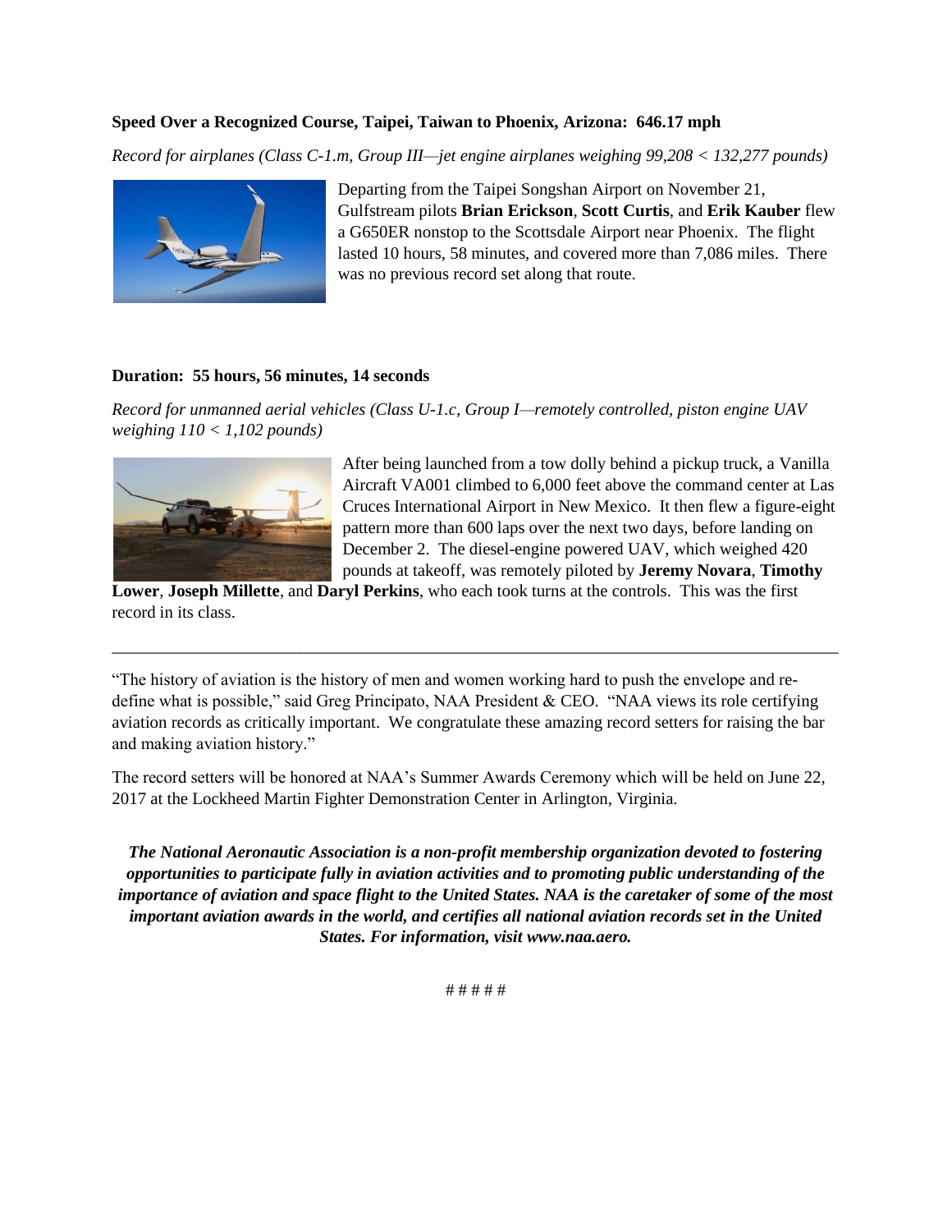**Speed Over a Recognized Course, Taipei, Taiwan to Phoenix, Arizona: 646.17 mph**

*Record for airplanes (Class C-1.m, Group III—jet engine airplanes weighing 99,208 < 132,277 pounds)*

Departing from the Taipei Songshan Airport on November 21, Gulfstream pilots **Brian Erickson**, **Scott Curtis**, and **Erik Kauber** flew a G650ER nonstop to the Scottsdale Airport near Phoenix. The flight lasted 10 hours, 58 minutes, and covered more than 7,086 miles. There was no previous record set along that route.

**Duration: 55 hours, 56 minutes, 14 seconds**

*Record for unmanned aerial vehicles (Class U-1.c, Group I—remotely controlled, piston engine UAV weighing 110 < 1,102 pounds)*

After being launched from a tow dolly behind a pickup truck, a Vanilla Aircraft VA001 climbed to 6,000 feet above the command center at Las Cruces International Airport in New Mexico. It then flew a figure-eight pattern more than 600 laps over the next two days, before landing on December 2. The diesel-engine powered UAV, which weighed 420 pounds at takeoff, was remotely piloted by **Jeremy Novara**, **Timothy Lower**, **Joseph Millette**, and **Daryl Perkins**, who each took turns at the controls. This was the first record in its class.

---

"The history of aviation is the history of men and women working hard to push the envelope and re-define what is possible," said Greg Principato, NAA President & CEO. "NAA views its role certifying aviation records as critically important. We congratulate these amazing record setters for raising the bar and making aviation history."

The record setters will be honored at NAA's Summer Awards Ceremony which will be held on June 22, 2017 at the Lockheed Martin Fighter Demonstration Center in Arlington, Virginia.

***The National Aeronautic Association is a non-profit membership organization devoted to fostering opportunities to participate fully in aviation activities and to promoting public understanding of the importance of aviation and space flight to the United States. NAA is the caretaker of some of the most important aviation awards in the world, and certifies all national aviation records set in the United States. For information, visit www.naa.aero.***

# # # # #